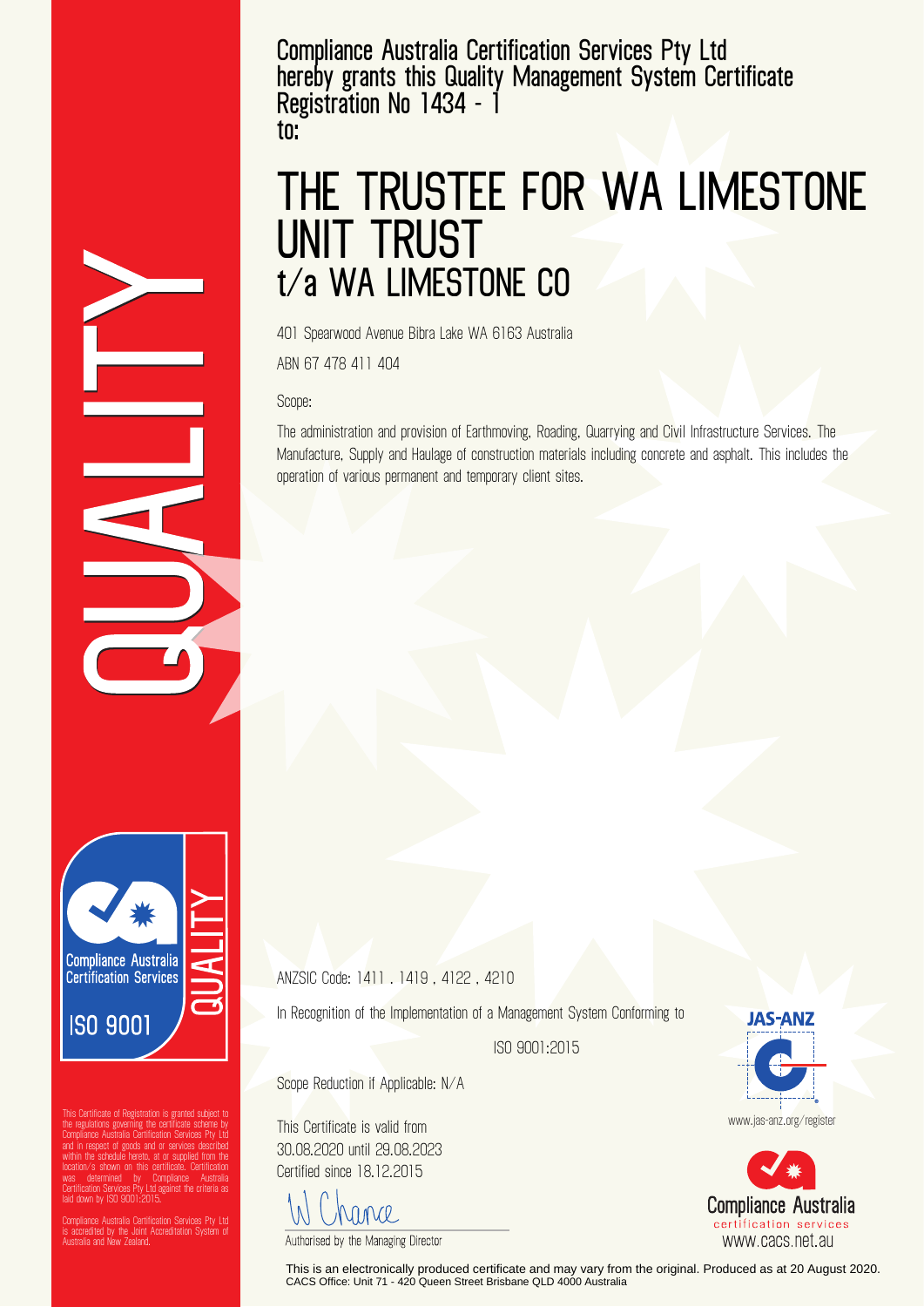QUALITY

Compliance Australia Certification Services Pty Ltd
hereby grants this Quality Management System Certificate
Registration No 1434 - 1
to:

# THE TRUSTEE FOR WA LIMESTONE UNIT TRUST
## t/a WA LIMESTONE CO

401 Spearwood Avenue Bibra Lake WA 6163 Australia

ABN 67 478 411 404

Scope:

The administration and provision of Earthmoving, Roading, Quarrying and Civil Infrastructure Services. The Manufacture, Supply and Haulage of construction materials including concrete and asphalt. This includes the operation of various permanent and temporary client sites.

Compliance Australia Certification Services
QUALITY
ISO 9001

ANZSIC Code: 1411 . 1419 . 4122 . 4210

In Recognition of the Implementation of a Management System Conforming to

ISO 9001:2015

Scope Reduction if Applicable: N/A

This Certificate is valid from
30.08.2020 until 29.08.2023
Certified since 18.12.2015

W Chance

Authorised by the Managing Director

JAS-ANZ
www.jas-anz.org/register

Compliance Australia
certification services
www.cacs.net.au

This Certificate of Registration is granted subject to the regulations governing the certificate scheme by Compliance Australia Certification Services Pty Ltd and in respect of goods and or services described within the schedule hereto, at or supplied from the location/s shown on this certificate. Certification was determined by Compliance Australia Certification Services Pty Ltd against the criteria as laid down by ISO 9001:2015.

Compliance Australia Certification Services Pty Ltd is accredited by the Joint Accreditation System of Australia and New Zealand.

This is an electronically produced certificate and may vary from the original. Produced as at 20 August 2020.
CACS Office: Unit 71 - 420 Queen Street Brisbane QLD 4000 Australia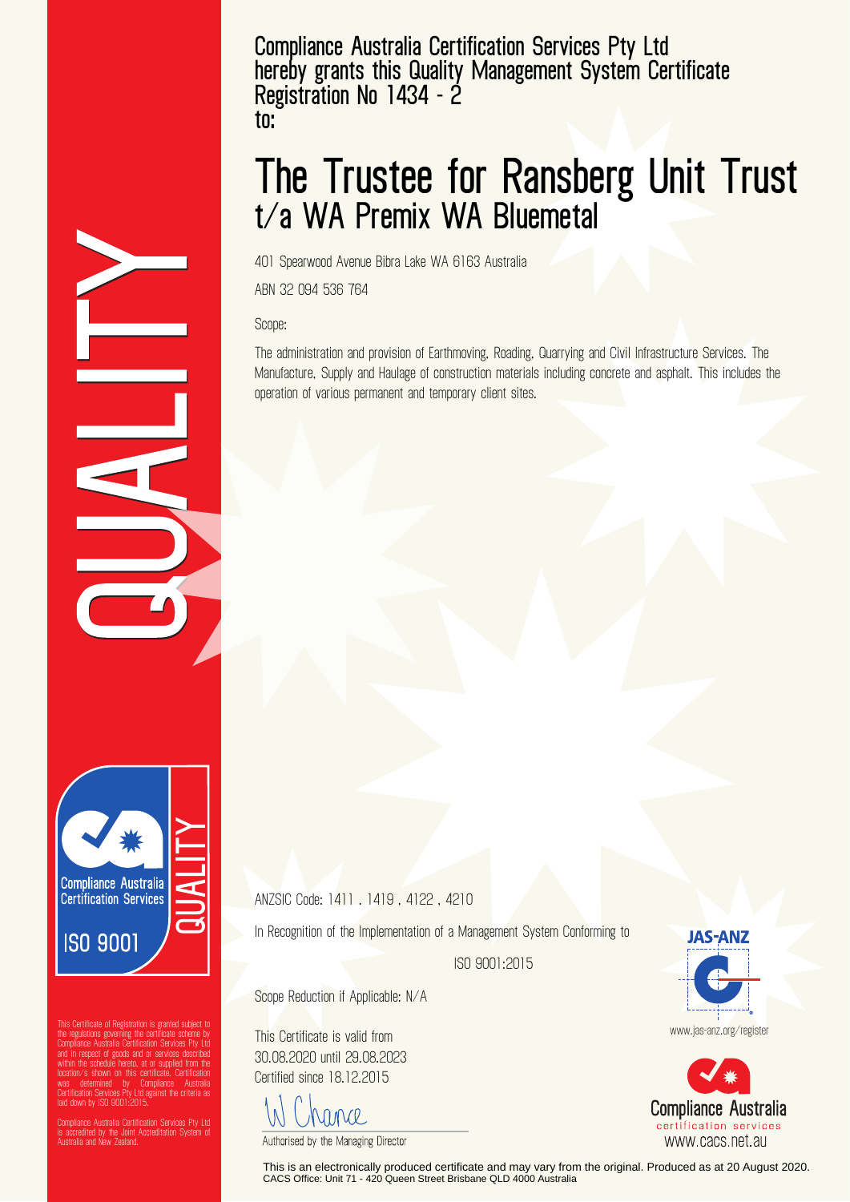Compliance Australia Certification Services Pty Ltd
hereby grants this Quality Management System Certificate
Registration No 1434 - 2
to:

# The Trustee for Ransberg Unit Trust

## t/a WA Premix WA Bluemetal

401 Spearwood Avenue Bibra Lake WA 6163 Australia

ABN 32 094 536 764

Scope:

The administration and provision of Earthmoving, Roading, Quarrying and Civil Infrastructure Services. The Manufacture, Supply and Haulage of construction materials including concrete and asphalt. This includes the operation of various permanent and temporary client sites.

QUALITY

Compliance Australia Certification Services
ISO 9001
QUALITY

ANZSIC Code: 1411 . 1419 . 4122 . 4210

In Recognition of the Implementation of a Management System Conforming to

ISO 9001:2015

Scope Reduction if Applicable: N/A

This Certificate is valid from
30.08.2020 until 29.08.2023
Certified since 18.12.2015

W Chance

Authorised by the Managing Director

JAS-ANZ
www.jas-anz.org/register

Compliance Australia
certification services
www.cacs.net.au

This Certificate of Registration is granted subject to the regulations governing the certificate scheme by Compliance Australia Certification Services Pty Ltd and in respect of goods and or services described within the schedule hereto, at or supplied from the location/s shown on this certificate. Certification was determined by Compliance Australia Certification Services Pty Ltd against the criteria as laid down by ISO 9001:2015.

Compliance Australia Certification Services Pty Ltd is accredited by the Joint Accreditation System of Australia and New Zealand.

This is an electronically produced certificate and may vary from the original. Produced as at 20 August 2020.
CACS Office: Unit 71 - 420 Queen Street Brisbane QLD 4000 Australia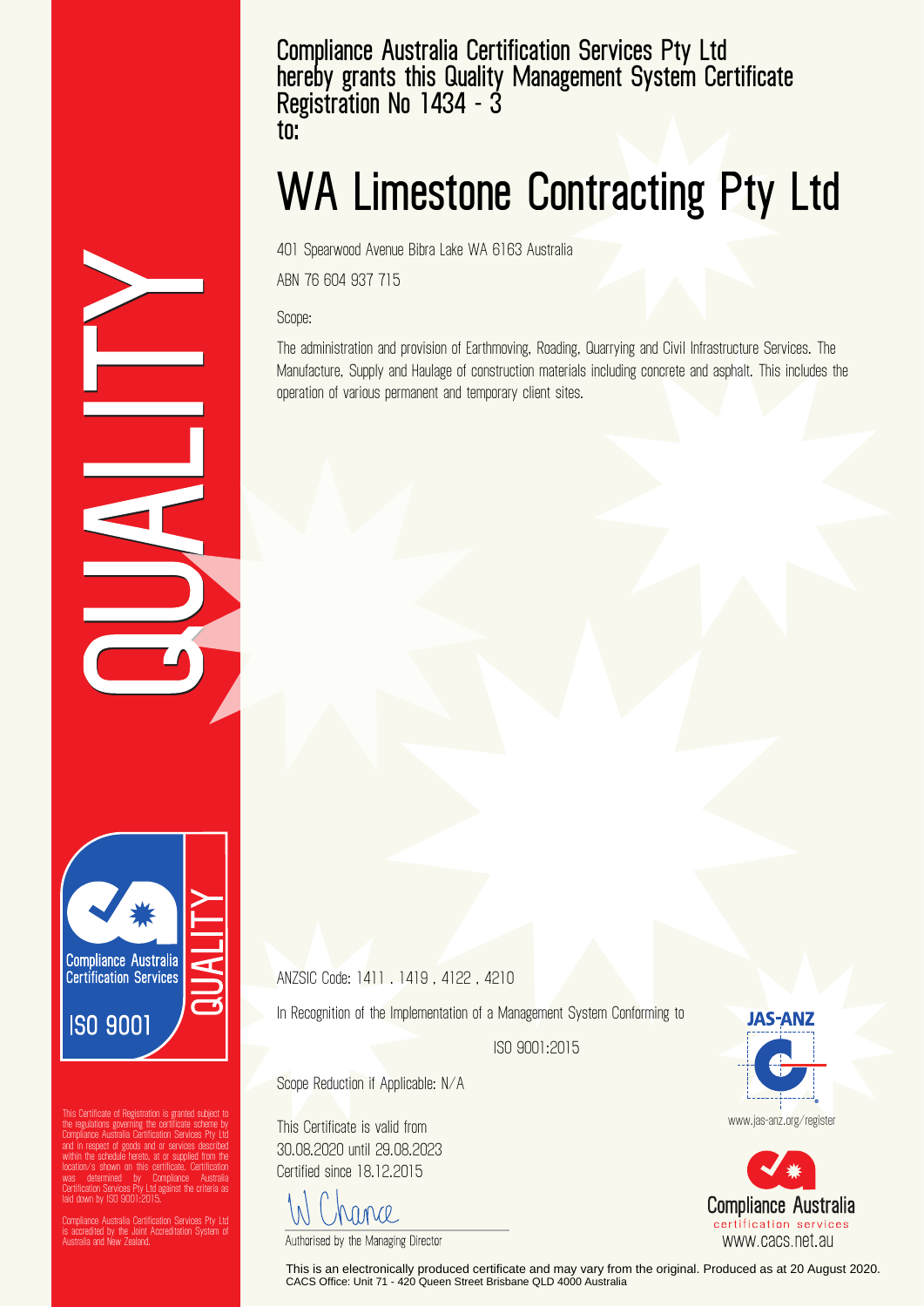Compliance Australia Certification Services Pty Ltd
hereby grants this Quality Management System Certificate
Registration No 1434 - 3
to:

# WA Limestone Contracting Pty Ltd

401 Spearwood Avenue Bibra Lake WA 6163 Australia

ABN 76 604 937 715

Scope:

The administration and provision of Earthmoving, Roading, Quarrying and Civil Infrastructure Services. The Manufacture, Supply and Haulage of construction materials including concrete and asphalt. This includes the operation of various permanent and temporary client sites.

QUALITY

Compliance Australia Certification Services

ISO 9001

QUALITY

ANZSIC Code: 1411 . 1419 . 4122 . 4210

In Recognition of the Implementation of a Management System Conforming to

ISO 9001:2015

Scope Reduction if Applicable: N/A

This Certificate is valid from
30.08.2020 until 29.08.2023
Certified since 18.12.2015

W Chance

Authorised by the Managing Director

JAS-ANZ

www.jas-anz.org/register

Compliance Australia
certification services
www.cacs.net.au

This Certificate of Registration is granted subject to the regulations governing the certificate scheme by Compliance Australia Certification Services Pty Ltd and in respect of goods and or services described within the schedule hereto, at or supplied from the location/s shown on this certificate. Certification was determined by Compliance Australia Certification Services Pty Ltd against the criteria as laid down by ISO 9001:2015.

Compliance Australia Certification Services Pty Ltd is accredited by the Joint Accreditation System of Australia and New Zealand.

This is an electronically produced certificate and may vary from the original. Produced as at 20 August 2020.
CACS Office: Unit 71 - 420 Queen Street Brisbane QLD 4000 Australia